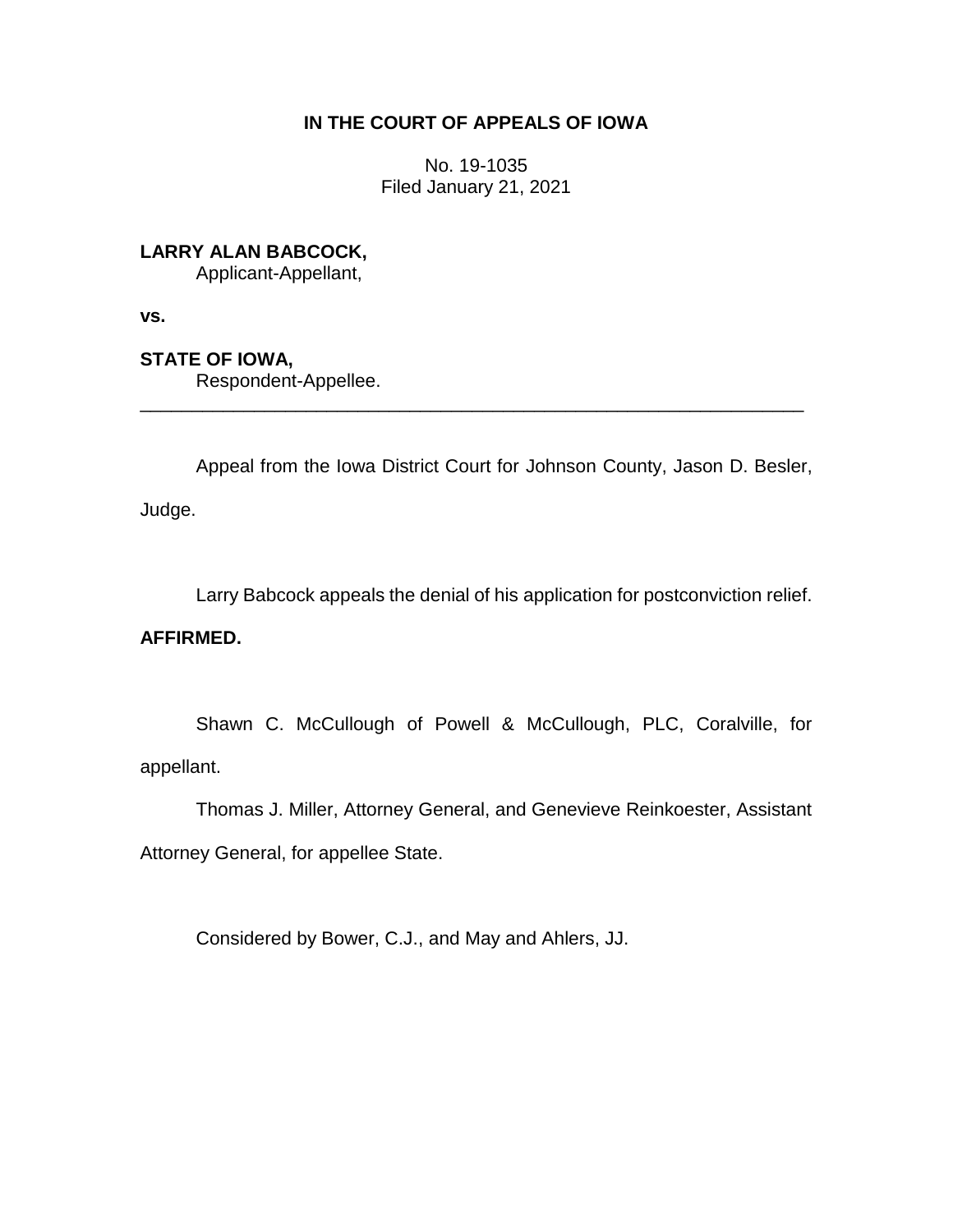# IN THE COURT OF APPEALS OF IOWA

No. 19-1035
Filed January 21, 2021

**LARRY ALAN BABCOCK,**
Applicant-Appellant,

**vs.**

**STATE OF IOWA,**
Respondent-Appellee.

---

Appeal from the Iowa District Court for Johnson County, Jason D. Besler, Judge.

Larry Babcock appeals the denial of his application for postconviction relief.

**AFFIRMED.**

Shawn C. McCullough of Powell & McCullough, PLC, Coralville, for appellant.

Thomas J. Miller, Attorney General, and Genevieve Reinkoester, Assistant Attorney General, for appellee State.

Considered by Bower, C.J., and May and Ahlers, JJ.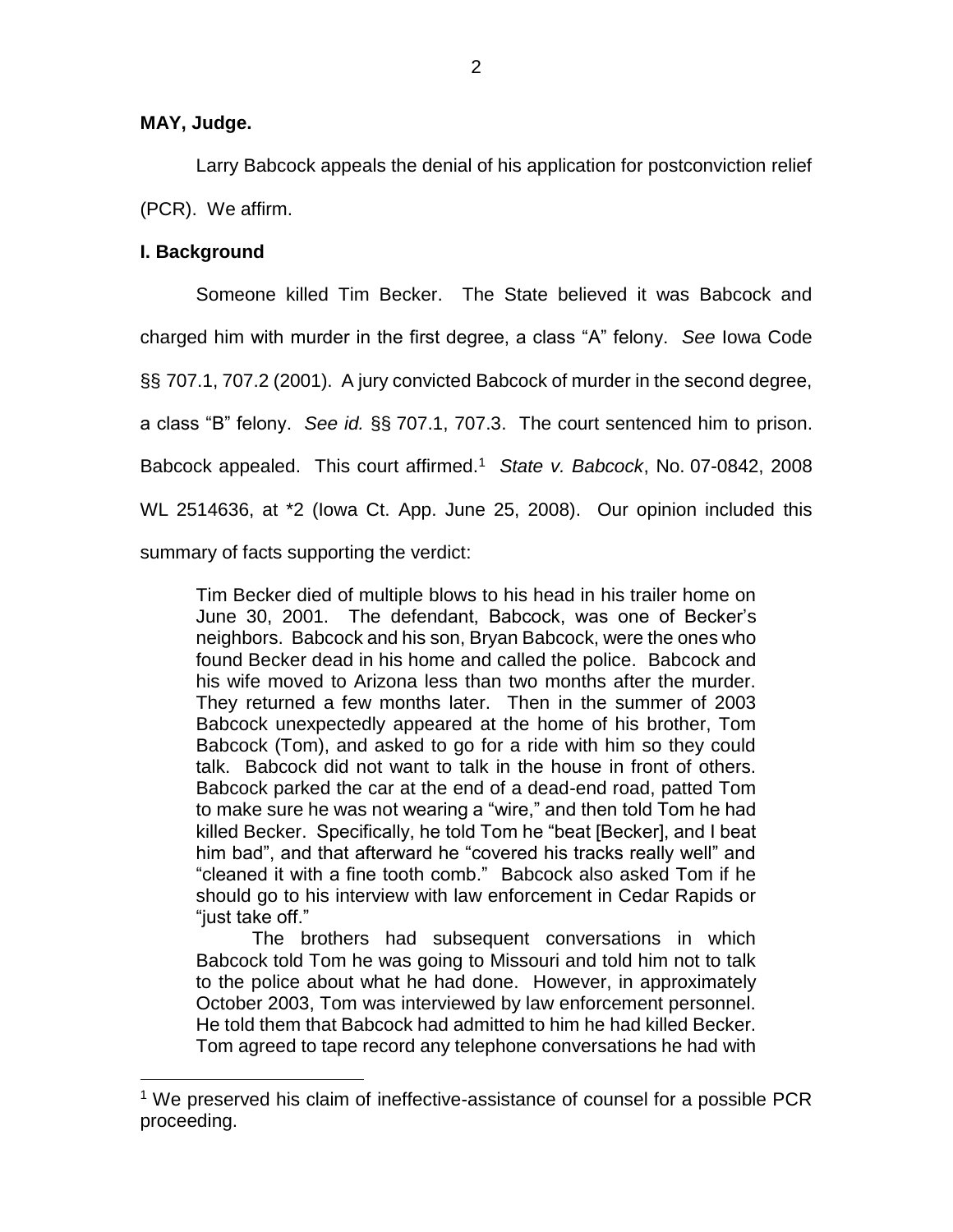**MAY, Judge.**

Larry Babcock appeals the denial of his application for postconviction relief (PCR). We affirm.

## I. Background

Someone killed Tim Becker. The State believed it was Babcock and charged him with murder in the first degree, a class "A" felony. *See* Iowa Code §§ 707.1, 707.2 (2001). A jury convicted Babcock of murder in the second degree, a class "B" felony. *See id.* §§ 707.1, 707.3. The court sentenced him to prison. Babcock appealed. This court affirmed.[1] *State v. Babcock*, No. 07-0842, 2008 WL 2514636, at *2 (Iowa Ct. App. June 25, 2008). Our opinion included this summary of facts supporting the verdict:

> Tim Becker died of multiple blows to his head in his trailer home on June 30, 2001. The defendant, Babcock, was one of Becker's neighbors. Babcock and his son, Bryan Babcock, were the ones who found Becker dead in his home and called the police. Babcock and his wife moved to Arizona less than two months after the murder. They returned a few months later. Then in the summer of 2003 Babcock unexpectedly appeared at the home of his brother, Tom Babcock (Tom), and asked to go for a ride with him so they could talk. Babcock did not want to talk in the house in front of others. Babcock parked the car at the end of a dead-end road, patted Tom to make sure he was not wearing a "wire," and then told Tom he had killed Becker. Specifically, he told Tom he "beat [Becker], and I beat him bad", and that afterward he "covered his tracks really well" and "cleaned it with a fine tooth comb." Babcock also asked Tom if he should go to his interview with law enforcement in Cedar Rapids or "just take off."
>
> The brothers had subsequent conversations in which Babcock told Tom he was going to Missouri and told him not to talk to the police about what he had done. However, in approximately October 2003, Tom was interviewed by law enforcement personnel. He told them that Babcock had admitted to him he had killed Becker. Tom agreed to tape record any telephone conversations he had with

[1] We preserved his claim of ineffective-assistance of counsel for a possible PCR proceeding.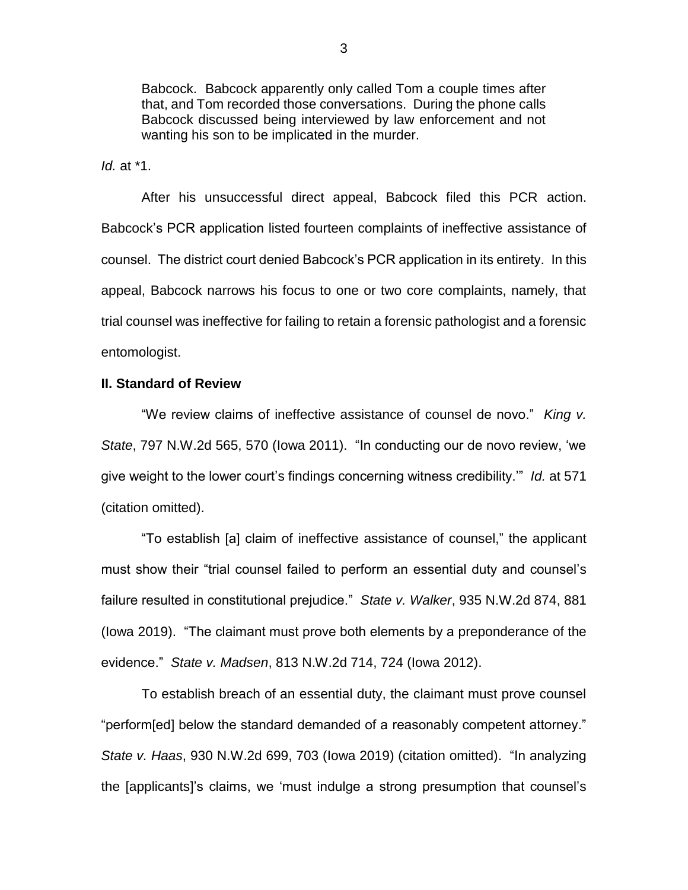> Babcock. Babcock apparently only called Tom a couple times after that, and Tom recorded those conversations. During the phone calls Babcock discussed being interviewed by law enforcement and not wanting his son to be implicated in the murder.

*Id.* at *1.

After his unsuccessful direct appeal, Babcock filed this PCR action. Babcock's PCR application listed fourteen complaints of ineffective assistance of counsel. The district court denied Babcock's PCR application in its entirety. In this appeal, Babcock narrows his focus to one or two core complaints, namely, that trial counsel was ineffective for failing to retain a forensic pathologist and a forensic entomologist.

## II. Standard of Review

"We review claims of ineffective assistance of counsel de novo." *King v. State*, 797 N.W.2d 565, 570 (Iowa 2011). "In conducting our de novo review, 'we give weight to the lower court's findings concerning witness credibility.'" *Id.* at 571 (citation omitted).

"To establish [a] claim of ineffective assistance of counsel," the applicant must show their "trial counsel failed to perform an essential duty and counsel's failure resulted in constitutional prejudice." *State v. Walker*, 935 N.W.2d 874, 881 (Iowa 2019). "The claimant must prove both elements by a preponderance of the evidence." *State v. Madsen*, 813 N.W.2d 714, 724 (Iowa 2012).

To establish breach of an essential duty, the claimant must prove counsel "perform[ed] below the standard demanded of a reasonably competent attorney." *State v. Haas*, 930 N.W.2d 699, 703 (Iowa 2019) (citation omitted). "In analyzing the [applicants]'s claims, we 'must indulge a strong presumption that counsel's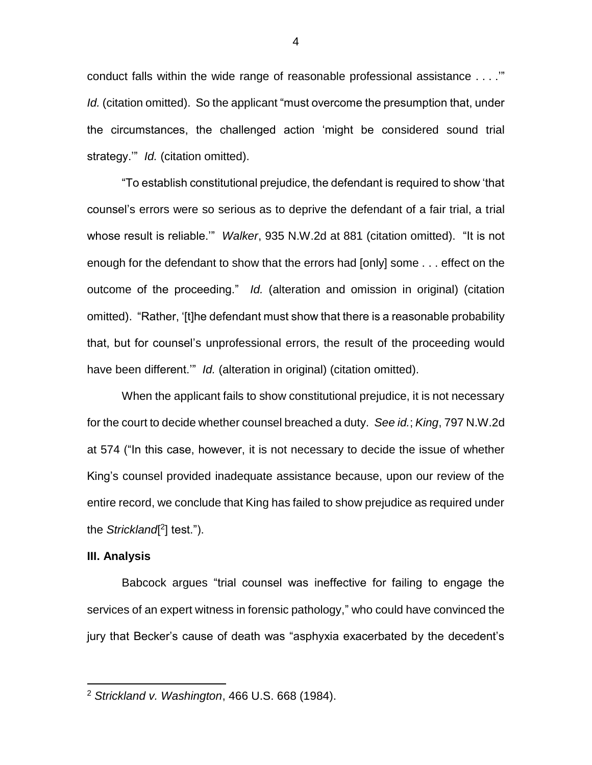conduct falls within the wide range of reasonable professional assistance . . . .'" *Id.* (citation omitted). So the applicant "must overcome the presumption that, under the circumstances, the challenged action 'might be considered sound trial strategy.'" *Id.* (citation omitted).

"To establish constitutional prejudice, the defendant is required to show 'that counsel's errors were so serious as to deprive the defendant of a fair trial, a trial whose result is reliable.'" *Walker*, 935 N.W.2d at 881 (citation omitted). "It is not enough for the defendant to show that the errors had [only] some . . . effect on the outcome of the proceeding." *Id.* (alteration and omission in original) (citation omitted). "Rather, '[t]he defendant must show that there is a reasonable probability that, but for counsel's unprofessional errors, the result of the proceeding would have been different.'" *Id.* (alteration in original) (citation omitted).

When the applicant fails to show constitutional prejudice, it is not necessary for the court to decide whether counsel breached a duty. *See id.*; *King*, 797 N.W.2d at 574 ("In this case, however, it is not necessary to decide the issue of whether King's counsel provided inadequate assistance because, upon our review of the entire record, we conclude that King has failed to show prejudice as required under the *Strickland*[[2]] test.").

**III. Analysis**

Babcock argues "trial counsel was ineffective for failing to engage the services of an expert witness in forensic pathology," who could have convinced the jury that Becker's cause of death was "asphyxia exacerbated by the decedent's

---

[2] *Strickland v. Washington*, 466 U.S. 668 (1984).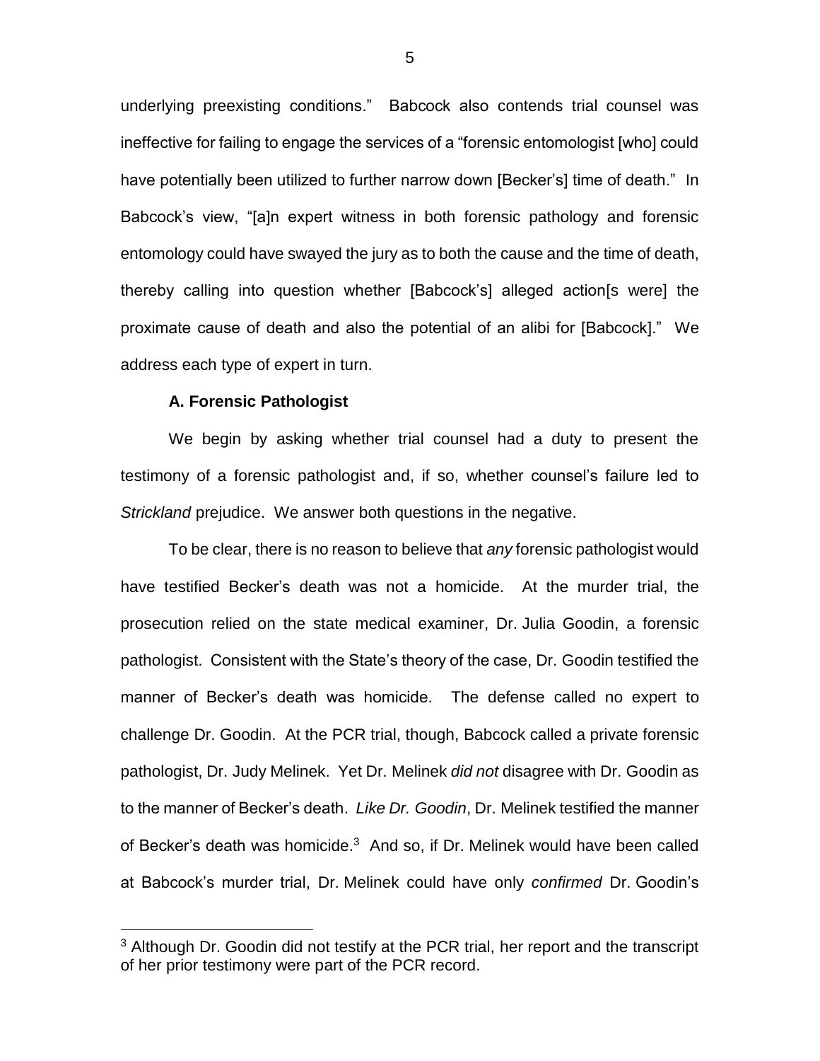underlying preexisting conditions." Babcock also contends trial counsel was ineffective for failing to engage the services of a "forensic entomologist [who] could have potentially been utilized to further narrow down [Becker's] time of death." In Babcock's view, "[a]n expert witness in both forensic pathology and forensic entomology could have swayed the jury as to both the cause and the time of death, thereby calling into question whether [Babcock's] alleged action[s were] the proximate cause of death and also the potential of an alibi for [Babcock]." We address each type of expert in turn.

**A. Forensic Pathologist**

We begin by asking whether trial counsel had a duty to present the testimony of a forensic pathologist and, if so, whether counsel's failure led to *Strickland* prejudice. We answer both questions in the negative.

To be clear, there is no reason to believe that *any* forensic pathologist would have testified Becker's death was not a homicide. At the murder trial, the prosecution relied on the state medical examiner, Dr. Julia Goodin, a forensic pathologist. Consistent with the State's theory of the case, Dr. Goodin testified the manner of Becker's death was homicide. The defense called no expert to challenge Dr. Goodin. At the PCR trial, though, Babcock called a private forensic pathologist, Dr. Judy Melinek. Yet Dr. Melinek *did not* disagree with Dr. Goodin as to the manner of Becker's death. *Like Dr. Goodin*, Dr. Melinek testified the manner of Becker's death was homicide.[3] And so, if Dr. Melinek would have been called at Babcock's murder trial, Dr. Melinek could have only *confirmed* Dr. Goodin's

[3] Although Dr. Goodin did not testify at the PCR trial, her report and the transcript of her prior testimony were part of the PCR record.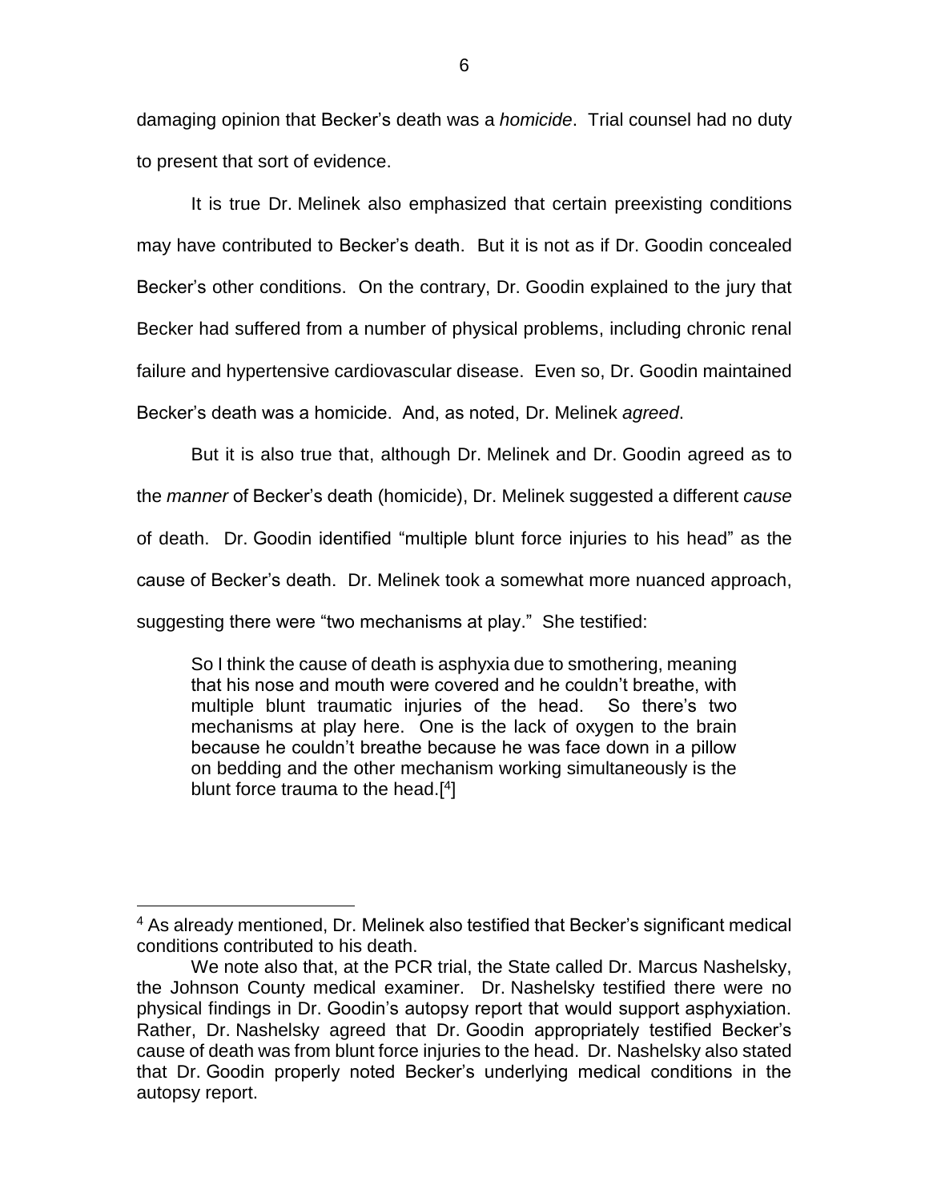damaging opinion that Becker's death was a *homicide*. Trial counsel had no duty to present that sort of evidence.

It is true Dr. Melinek also emphasized that certain preexisting conditions may have contributed to Becker's death. But it is not as if Dr. Goodin concealed Becker's other conditions. On the contrary, Dr. Goodin explained to the jury that Becker had suffered from a number of physical problems, including chronic renal failure and hypertensive cardiovascular disease. Even so, Dr. Goodin maintained Becker's death was a homicide. And, as noted, Dr. Melinek *agreed*.

But it is also true that, although Dr. Melinek and Dr. Goodin agreed as to the *manner* of Becker's death (homicide), Dr. Melinek suggested a different *cause* of death. Dr. Goodin identified "multiple blunt force injuries to his head" as the cause of Becker's death. Dr. Melinek took a somewhat more nuanced approach, suggesting there were "two mechanisms at play." She testified:

> So I think the cause of death is asphyxia due to smothering, meaning that his nose and mouth were covered and he couldn't breathe, with multiple blunt traumatic injuries of the head. So there's two mechanisms at play here. One is the lack of oxygen to the brain because he couldn't breathe because he was face down in a pillow on bedding and the other mechanism working simultaneously is the blunt force trauma to the head.[4]

---

[4] As already mentioned, Dr. Melinek also testified that Becker's significant medical conditions contributed to his death.

We note also that, at the PCR trial, the State called Dr. Marcus Nashelsky, the Johnson County medical examiner. Dr. Nashelsky testified there were no physical findings in Dr. Goodin's autopsy report that would support asphyxiation. Rather, Dr. Nashelsky agreed that Dr. Goodin appropriately testified Becker's cause of death was from blunt force injuries to the head. Dr. Nashelsky also stated that Dr. Goodin properly noted Becker's underlying medical conditions in the autopsy report.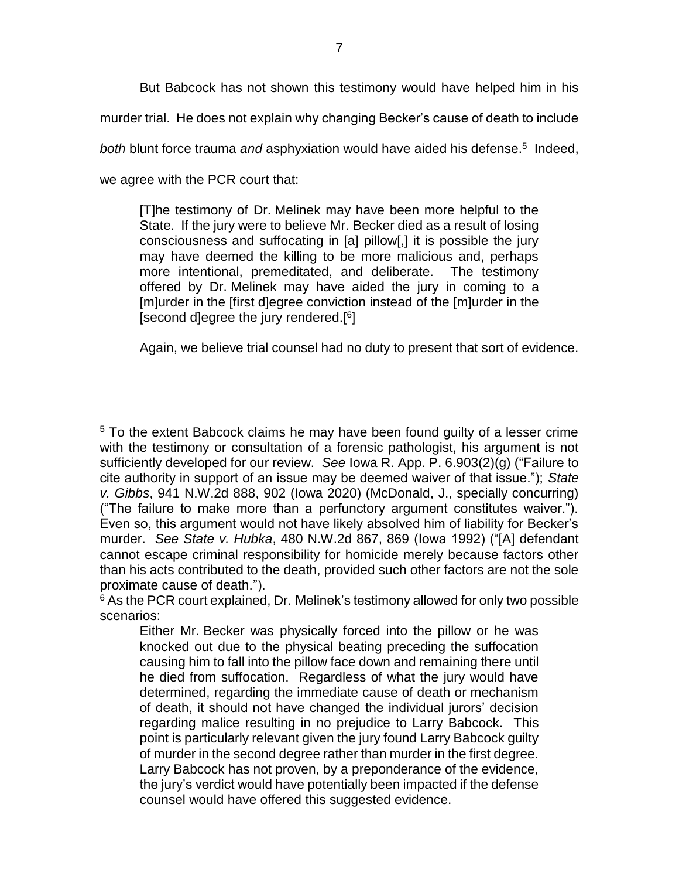But Babcock has not shown this testimony would have helped him in his murder trial. He does not explain why changing Becker's cause of death to include *both* blunt force trauma *and* asphyxiation would have aided his defense.[5] Indeed, we agree with the PCR court that:

> [T]he testimony of Dr. Melinek may have been more helpful to the State. If the jury were to believe Mr. Becker died as a result of losing consciousness and suffocating in [a] pillow[,] it is possible the jury may have deemed the killing to be more malicious and, perhaps more intentional, premeditated, and deliberate. The testimony offered by Dr. Melinek may have aided the jury in coming to a [m]urder in the [first d]egree conviction instead of the [m]urder in the [second d]egree the jury rendered.[[6]]

Again, we believe trial counsel had no duty to present that sort of evidence.

---

[5] To the extent Babcock claims he may have been found guilty of a lesser crime with the testimony or consultation of a forensic pathologist, his argument is not sufficiently developed for our review. *See* Iowa R. App. P. 6.903(2)(g) ("Failure to cite authority in support of an issue may be deemed waiver of that issue."); *State v. Gibbs*, 941 N.W.2d 888, 902 (Iowa 2020) (McDonald, J., specially concurring) ("The failure to make more than a perfunctory argument constitutes waiver."). Even so, this argument would not have likely absolved him of liability for Becker's murder. *See State v. Hubka*, 480 N.W.2d 867, 869 (Iowa 1992) ("[A] defendant cannot escape criminal responsibility for homicide merely because factors other than his acts contributed to the death, provided such other factors are not the sole proximate cause of death.").

[6] As the PCR court explained, Dr. Melinek's testimony allowed for only two possible scenarios:

> Either Mr. Becker was physically forced into the pillow or he was knocked out due to the physical beating preceding the suffocation causing him to fall into the pillow face down and remaining there until he died from suffocation. Regardless of what the jury would have determined, regarding the immediate cause of death or mechanism of death, it should not have changed the individual jurors' decision regarding malice resulting in no prejudice to Larry Babcock. This point is particularly relevant given the jury found Larry Babcock guilty of murder in the second degree rather than murder in the first degree. Larry Babcock has not proven, by a preponderance of the evidence, the jury's verdict would have potentially been impacted if the defense counsel would have offered this suggested evidence.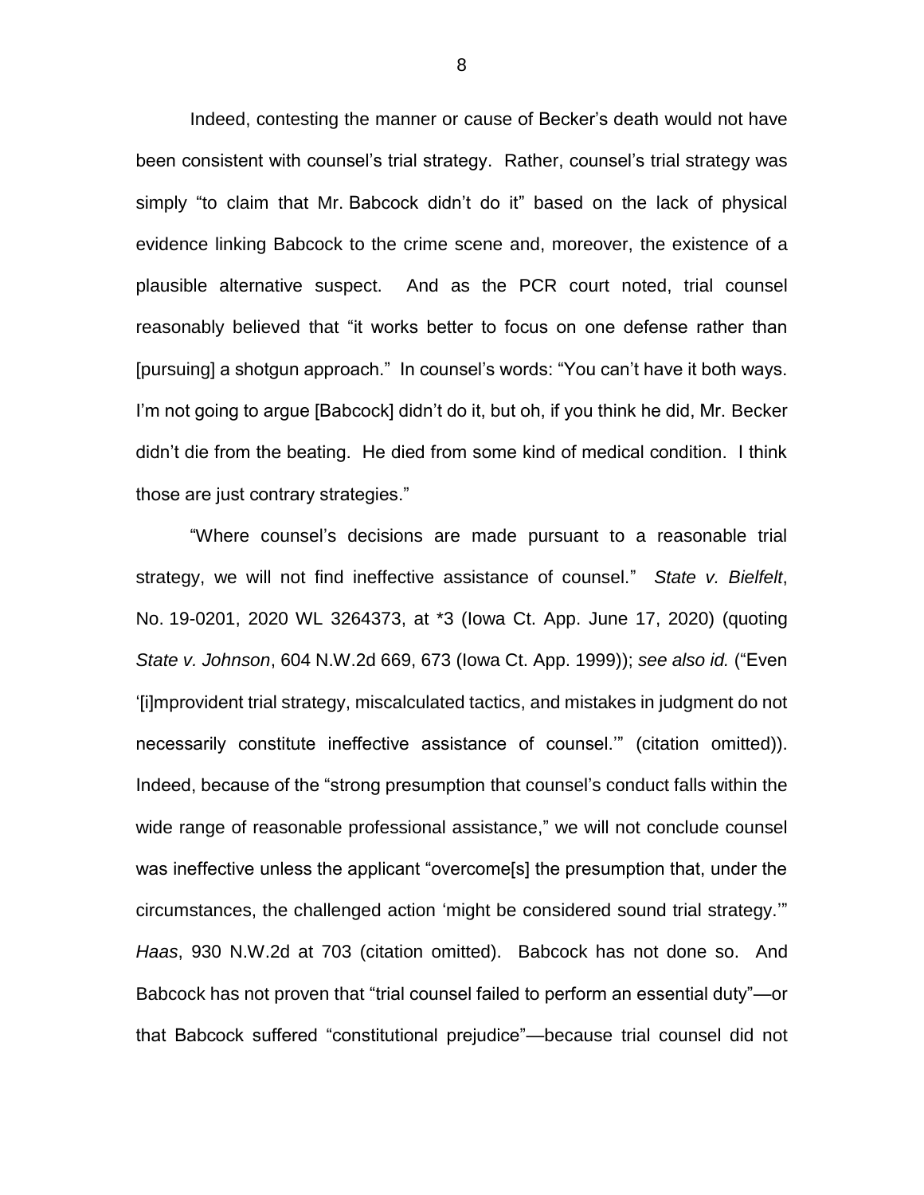Indeed, contesting the manner or cause of Becker's death would not have been consistent with counsel's trial strategy. Rather, counsel's trial strategy was simply "to claim that Mr. Babcock didn't do it" based on the lack of physical evidence linking Babcock to the crime scene and, moreover, the existence of a plausible alternative suspect. And as the PCR court noted, trial counsel reasonably believed that "it works better to focus on one defense rather than [pursuing] a shotgun approach." In counsel's words: "You can't have it both ways. I'm not going to argue [Babcock] didn't do it, but oh, if you think he did, Mr. Becker didn't die from the beating. He died from some kind of medical condition. I think those are just contrary strategies."

"Where counsel's decisions are made pursuant to a reasonable trial strategy, we will not find ineffective assistance of counsel." *State v. Bielfelt*, No. 19-0201, 2020 WL 3264373, at *3 (Iowa Ct. App. June 17, 2020) (quoting *State v. Johnson*, 604 N.W.2d 669, 673 (Iowa Ct. App. 1999)); *see also id.* ("Even '[i]mprovident trial strategy, miscalculated tactics, and mistakes in judgment do not necessarily constitute ineffective assistance of counsel.'" (citation omitted)). Indeed, because of the "strong presumption that counsel's conduct falls within the wide range of reasonable professional assistance," we will not conclude counsel was ineffective unless the applicant "overcome[s] the presumption that, under the circumstances, the challenged action 'might be considered sound trial strategy.'" *Haas*, 930 N.W.2d at 703 (citation omitted). Babcock has not done so. And Babcock has not proven that "trial counsel failed to perform an essential duty"—or that Babcock suffered "constitutional prejudice"—because trial counsel did not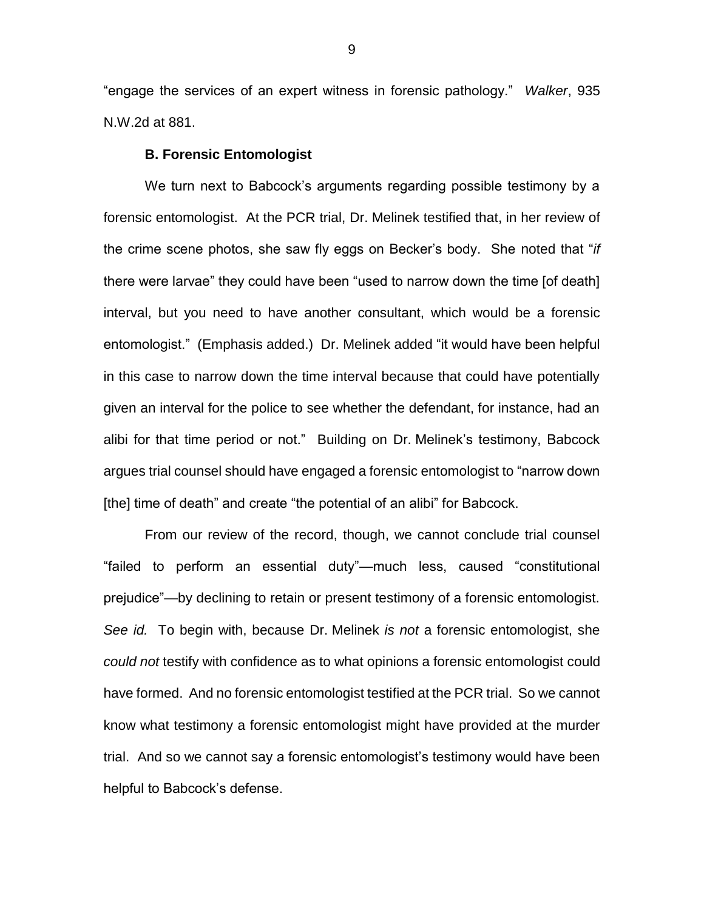"engage the services of an expert witness in forensic pathology." *Walker*, 935 N.W.2d at 881.

### B. Forensic Entomologist

We turn next to Babcock's arguments regarding possible testimony by a forensic entomologist. At the PCR trial, Dr. Melinek testified that, in her review of the crime scene photos, she saw fly eggs on Becker's body. She noted that "*if* there were larvae" they could have been "used to narrow down the time [of death] interval, but you need to have another consultant, which would be a forensic entomologist." (Emphasis added.) Dr. Melinek added "it would have been helpful in this case to narrow down the time interval because that could have potentially given an interval for the police to see whether the defendant, for instance, had an alibi for that time period or not." Building on Dr. Melinek's testimony, Babcock argues trial counsel should have engaged a forensic entomologist to "narrow down [the] time of death" and create "the potential of an alibi" for Babcock.

From our review of the record, though, we cannot conclude trial counsel "failed to perform an essential duty"—much less, caused "constitutional prejudice"—by declining to retain or present testimony of a forensic entomologist. *See id.* To begin with, because Dr. Melinek *is not* a forensic entomologist, she *could not* testify with confidence as to what opinions a forensic entomologist could have formed. And no forensic entomologist testified at the PCR trial. So we cannot know what testimony a forensic entomologist might have provided at the murder trial. And so we cannot say a forensic entomologist's testimony would have been helpful to Babcock's defense.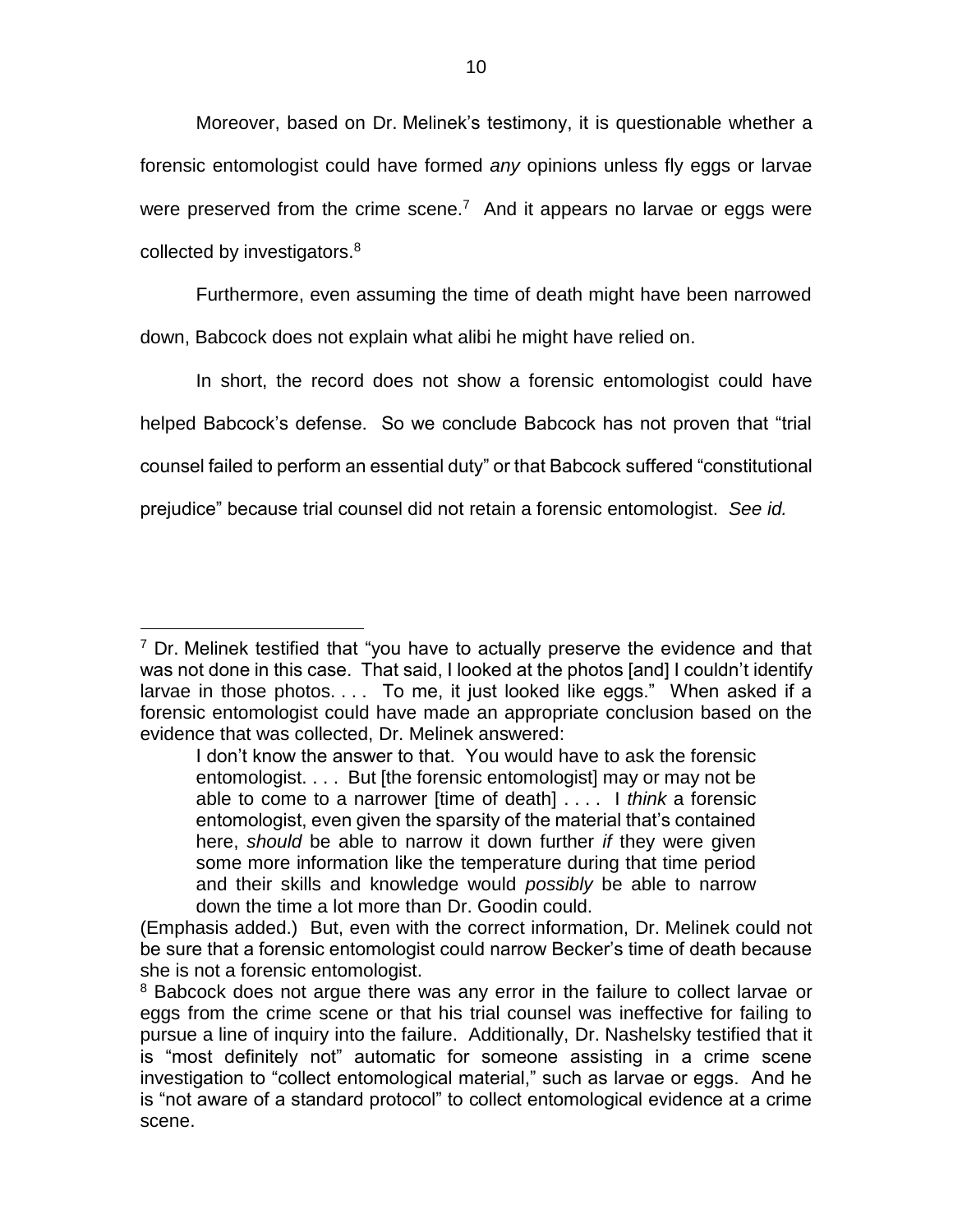Moreover, based on Dr. Melinek's testimony, it is questionable whether a forensic entomologist could have formed *any* opinions unless fly eggs or larvae were preserved from the crime scene.[7] And it appears no larvae or eggs were collected by investigators.[8]

Furthermore, even assuming the time of death might have been narrowed down, Babcock does not explain what alibi he might have relied on.

In short, the record does not show a forensic entomologist could have helped Babcock's defense. So we conclude Babcock has not proven that "trial counsel failed to perform an essential duty" or that Babcock suffered "constitutional prejudice" because trial counsel did not retain a forensic entomologist. *See id.*

---

[7] Dr. Melinek testified that "you have to actually preserve the evidence and that was not done in this case. That said, I looked at the photos [and] I couldn't identify larvae in those photos. . . . To me, it just looked like eggs." When asked if a forensic entomologist could have made an appropriate conclusion based on the evidence that was collected, Dr. Melinek answered:

> I don't know the answer to that. You would have to ask the forensic entomologist. . . . But [the forensic entomologist] may or may not be able to come to a narrower [time of death] . . . . I *think* a forensic entomologist, even given the sparsity of the material that's contained here, *should* be able to narrow it down further *if* they were given some more information like the temperature during that time period and their skills and knowledge would *possibly* be able to narrow down the time a lot more than Dr. Goodin could.

(Emphasis added.) But, even with the correct information, Dr. Melinek could not be sure that a forensic entomologist could narrow Becker's time of death because she is not a forensic entomologist.

[8] Babcock does not argue there was any error in the failure to collect larvae or eggs from the crime scene or that his trial counsel was ineffective for failing to pursue a line of inquiry into the failure. Additionally, Dr. Nashelsky testified that it is "most definitely not" automatic for someone assisting in a crime scene investigation to "collect entomological material," such as larvae or eggs. And he is "not aware of a standard protocol" to collect entomological evidence at a crime scene.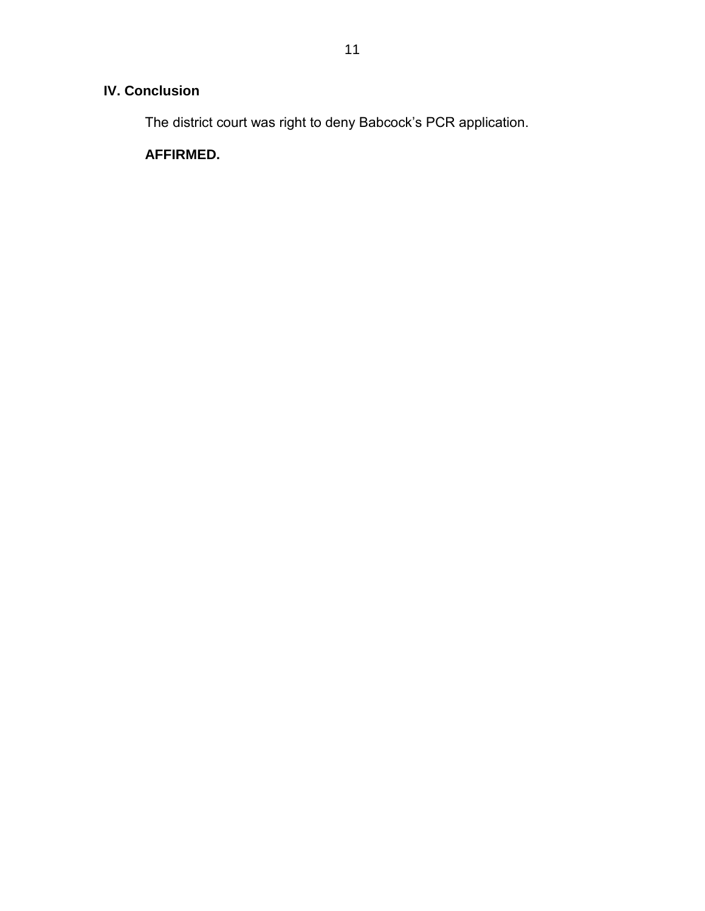## IV. Conclusion

The district court was right to deny Babcock's PCR application.

**AFFIRMED.**